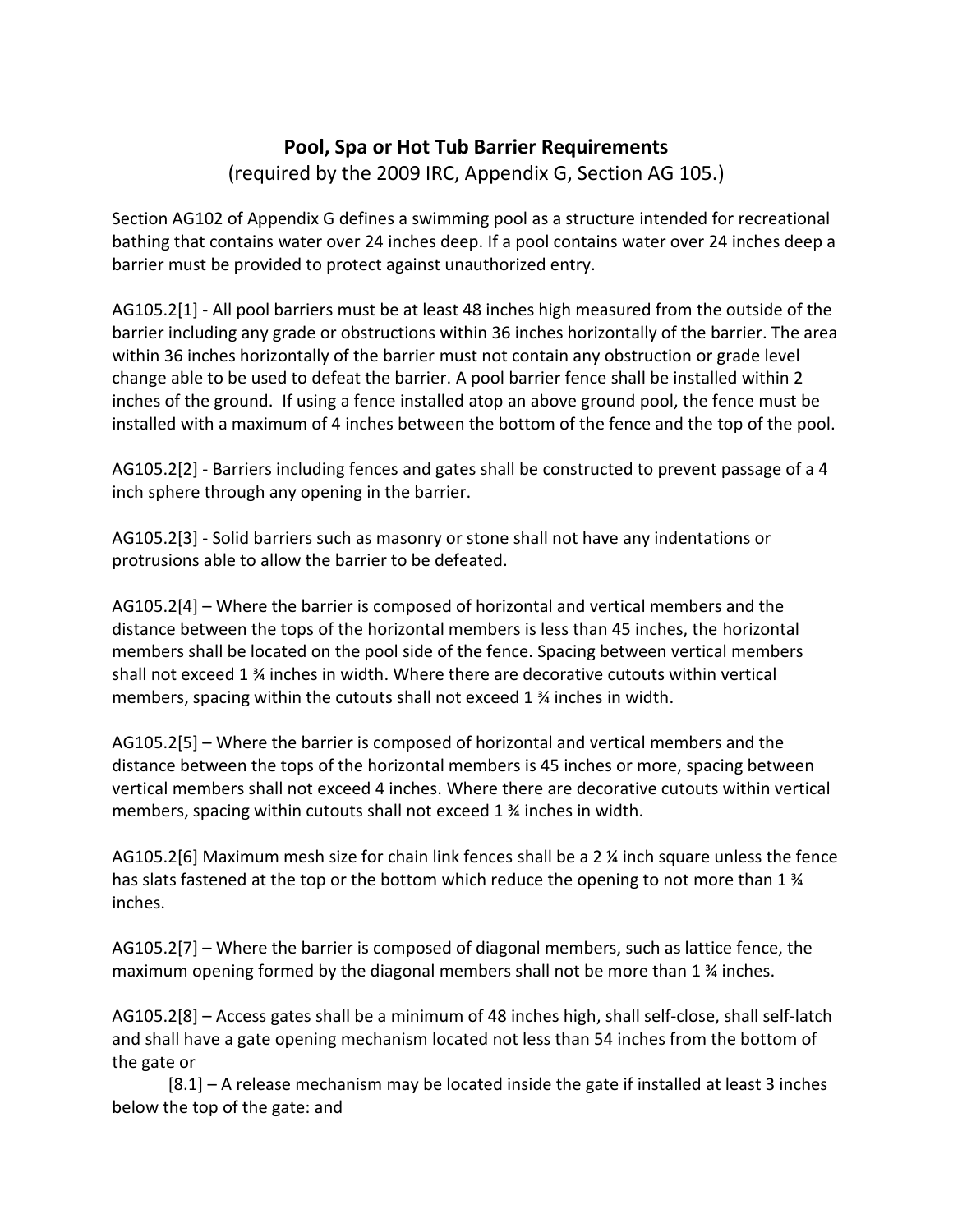# Pool, Spa or Hot Tub Barrier Requirements

(required by the 2009 IRC, Appendix G, Section AG 105.)

Section AG102 of Appendix G defines a swimming pool as a structure intended for recreational bathing that contains water over 24 inches deep. If a pool contains water over 24 inches deep a barrier must be provided to protect against unauthorized entry.

AG105.2[1] - All pool barriers must be at least 48 inches high measured from the outside of the barrier including any grade or obstructions within 36 inches horizontally of the barrier. The area within 36 inches horizontally of the barrier must not contain any obstruction or grade level change able to be used to defeat the barrier. A pool barrier fence shall be installed within 2 inches of the ground. If using a fence installed atop an above ground pool, the fence must be installed with a maximum of 4 inches between the bottom of the fence and the top of the pool.

AG105.2[2] - Barriers including fences and gates shall be constructed to prevent passage of a 4 inch sphere through any opening in the barrier.

AG105.2[3] - Solid barriers such as masonry or stone shall not have any indentations or protrusions able to allow the barrier to be defeated.

AG105.2[4] – Where the barrier is composed of horizontal and vertical members and the distance between the tops of the horizontal members is less than 45 inches, the horizontal members shall be located on the pool side of the fence. Spacing between vertical members shall not exceed 1 ¾ inches in width. Where there are decorative cutouts within vertical members, spacing within the cutouts shall not exceed 1 ¾ inches in width.

AG105.2[5] – Where the barrier is composed of horizontal and vertical members and the distance between the tops of the horizontal members is 45 inches or more, spacing between vertical members shall not exceed 4 inches. Where there are decorative cutouts within vertical members, spacing within cutouts shall not exceed 1 ¾ inches in width.

AG105.2[6] Maximum mesh size for chain link fences shall be a 2 ¼ inch square unless the fence has slats fastened at the top or the bottom which reduce the opening to not more than 1 ¾ inches.

AG105.2[7] – Where the barrier is composed of diagonal members, such as lattice fence, the maximum opening formed by the diagonal members shall not be more than 1 ¾ inches.

AG105.2[8] – Access gates shall be a minimum of 48 inches high, shall self-close, shall self-latch and shall have a gate opening mechanism located not less than 54 inches from the bottom of the gate or

[8.1] – A release mechanism may be located inside the gate if installed at least 3 inches below the top of the gate: and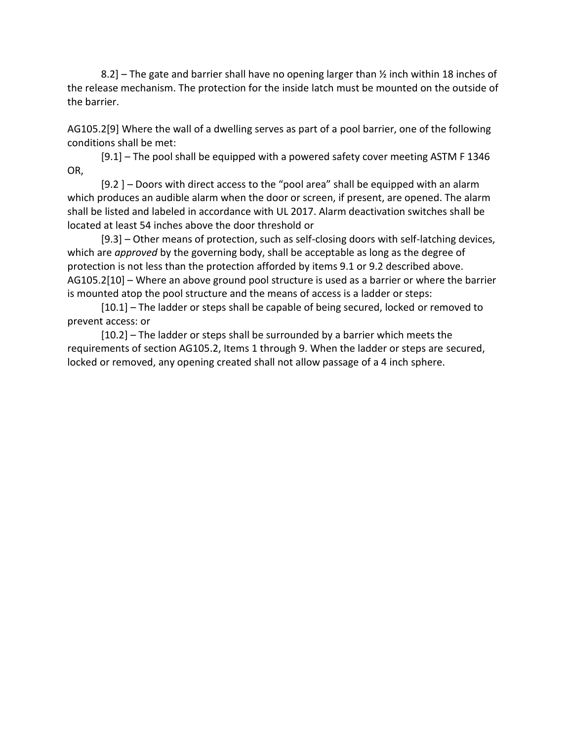8.2] – The gate and barrier shall have no opening larger than ½ inch within 18 inches of the release mechanism. The protection for the inside latch must be mounted on the outside of the barrier.

AG105.2[9] Where the wall of a dwelling serves as part of a pool barrier, one of the following conditions shall be met:

[9.1] – The pool shall be equipped with a powered safety cover meeting ASTM F 1346 OR,

[9.2 ] – Doors with direct access to the "pool area" shall be equipped with an alarm which produces an audible alarm when the door or screen, if present, are opened. The alarm shall be listed and labeled in accordance with UL 2017. Alarm deactivation switches shall be located at least 54 inches above the door threshold or

[9.3] – Other means of protection, such as self-closing doors with self-latching devices, which are *approved* by the governing body, shall be acceptable as long as the degree of protection is not less than the protection afforded by items 9.1 or 9.2 described above.

AG105.2[10] – Where an above ground pool structure is used as a barrier or where the barrier is mounted atop the pool structure and the means of access is a ladder or steps:

[10.1] – The ladder or steps shall be capable of being secured, locked or removed to prevent access: or

[10.2] – The ladder or steps shall be surrounded by a barrier which meets the requirements of section AG105.2, Items 1 through 9. When the ladder or steps are secured, locked or removed, any opening created shall not allow passage of a 4 inch sphere.